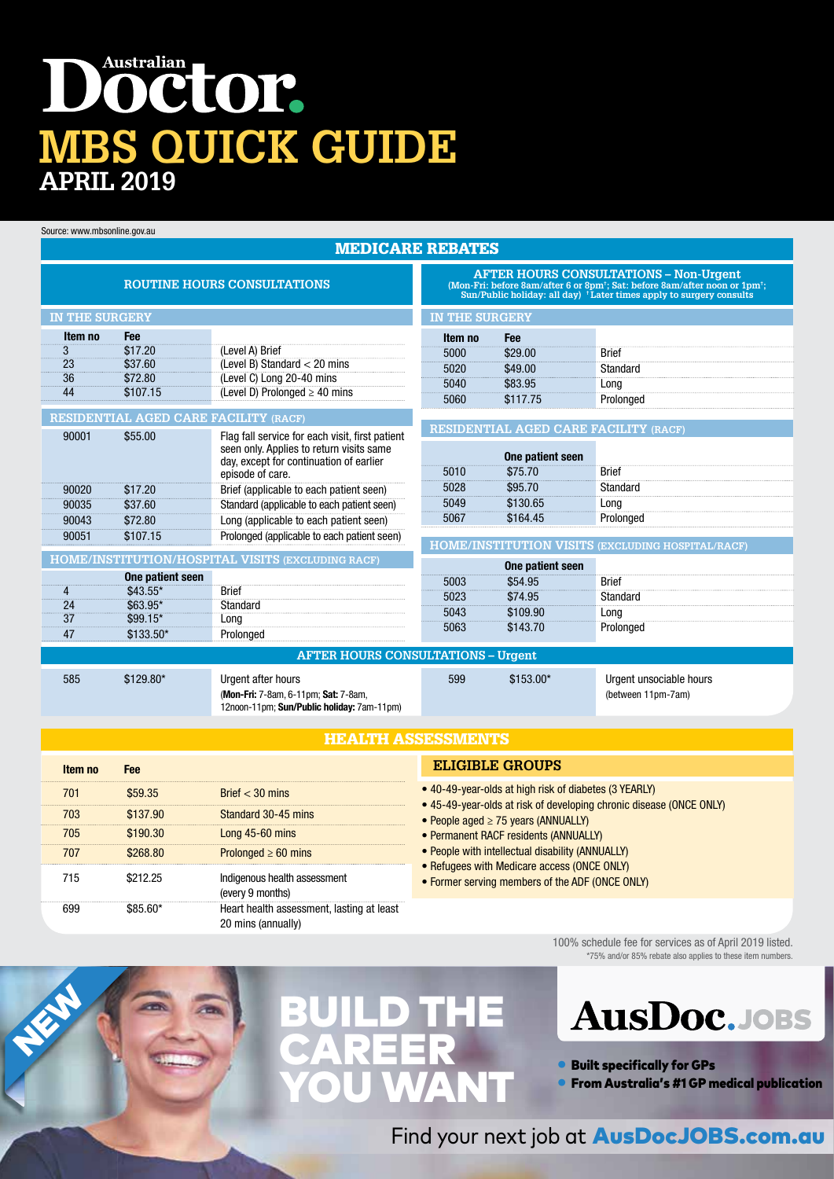# Australian Doctor

# MBS QUICK GUIDE

## APRIL 2019

Source: www.mbsonline.gov.au

## MEDICARE REBATES

### ROUTINE HOURS CONSULTATIONS

#### IN THE SURGERY

| Item no | Fee | |
|---|---|---|
| 3 | $17.20 | (Level A) Brief |
| 23 | $37.60 | (Level B) Standard < 20 mins |
| 36 | $72.80 | (Level C) Long 20-40 mins |
| 44 | $107.15 | (Level D) Prolonged ≥ 40 mins |

#### RESIDENTIAL AGED CARE FACILITY (RACF)

| Item no | Fee | |
|---|---|---|
| 90001 | $55.00 | Flag fall service for each visit, first patient seen only. Applies to return visits same day, except for continuation of earlier episode of care. |
| 90020 | $17.20 | Brief (applicable to each patient seen) |
| 90035 | $37.60 | Standard (applicable to each patient seen) |
| 90043 | $72.80 | Long (applicable to each patient seen) |
| 90051 | $107.15 | Prolonged (applicable to each patient seen) |

#### HOME/INSTITUTION/HOSPITAL VISITS (EXCLUDING RACF)

| Item no | One patient seen | |
|---|---|---|
| 4 | $43.55* | Brief |
| 24 | $63.95* | Standard |
| 37 | $99.15* | Long |
| 47 | $133.50* | Prolonged |

### AFTER HOURS CONSULTATIONS – Non-Urgent

(Mon-Fri: before 8am/after 6 or 8pm†; Sat: before 8am/after noon or 1pm†; Sun/Public holiday: all day) †Later times apply to surgery consults

#### IN THE SURGERY

| Item no | Fee | |
|---|---|---|
| 5000 | $29.00 | Brief |
| 5020 | $49.00 | Standard |
| 5040 | $83.95 | Long |
| 5060 | $117.75 | Prolonged |

#### RESIDENTIAL AGED CARE FACILITY (RACF)

| Item no | One patient seen | |
|---|---|---|
| 5010 | $75.70 | Brief |
| 5028 | $95.70 | Standard |
| 5049 | $130.65 | Long |
| 5067 | $164.45 | Prolonged |

#### HOME/INSTITUTION VISITS (EXCLUDING HOSPITAL/RACF)

| Item no | One patient seen | |
|---|---|---|
| 5003 | $54.95 | Brief |
| 5023 | $74.95 | Standard |
| 5043 | $109.90 | Long |
| 5063 | $143.70 | Prolonged |

### AFTER HOURS CONSULTATIONS – Urgent

| Item no | Fee | |
|---|---|---|
| 585 | $129.80* | Urgent after hours (**Mon-Fri:** 7-8am, 6-11pm; **Sat:** 7-8am, 12noon-11pm; **Sun/Public holiday:** 7am-11pm) |
| 599 | $153.00* | Urgent unsociable hours (between 11pm-7am) |

## HEALTH ASSESSMENTS

| Item no | Fee | |
|---|---|---|
| 701 | $59.35 | Brief < 30 mins |
| 703 | $137.90 | Standard 30-45 mins |
| 705 | $190.30 | Long 45-60 mins |
| 707 | $268.80 | Prolonged ≥ 60 mins |
| 715 | $212.25 | Indigenous health assessment (every 9 months) |
| 699 | $85.60* | Heart health assessment, lasting at least 20 mins (annually) |

### ELIGIBLE GROUPS

- 40-49-year-olds at high risk of diabetes (3 YEARLY)
- 45-49-year-olds at risk of developing chronic disease (ONCE ONLY)
- People aged ≥ 75 years (ANNUALLY)
- Permanent RACF residents (ANNUALLY)
- People with intellectual disability (ANNUALLY)
- Refugees with Medicare access (ONCE ONLY)
- Former serving members of the ADF (ONCE ONLY)

100% schedule fee for services as of April 2019 listed.

*75% and/or 85% rebate also applies to these item numbers.

NEW

**BUILD THE CAREER YOU WANT**

**AusDoc.JOBS**

- Built specifically for GPs
- From Australia's #1 GP medical publication

Find your next job at **AusDocJOBS.com.au**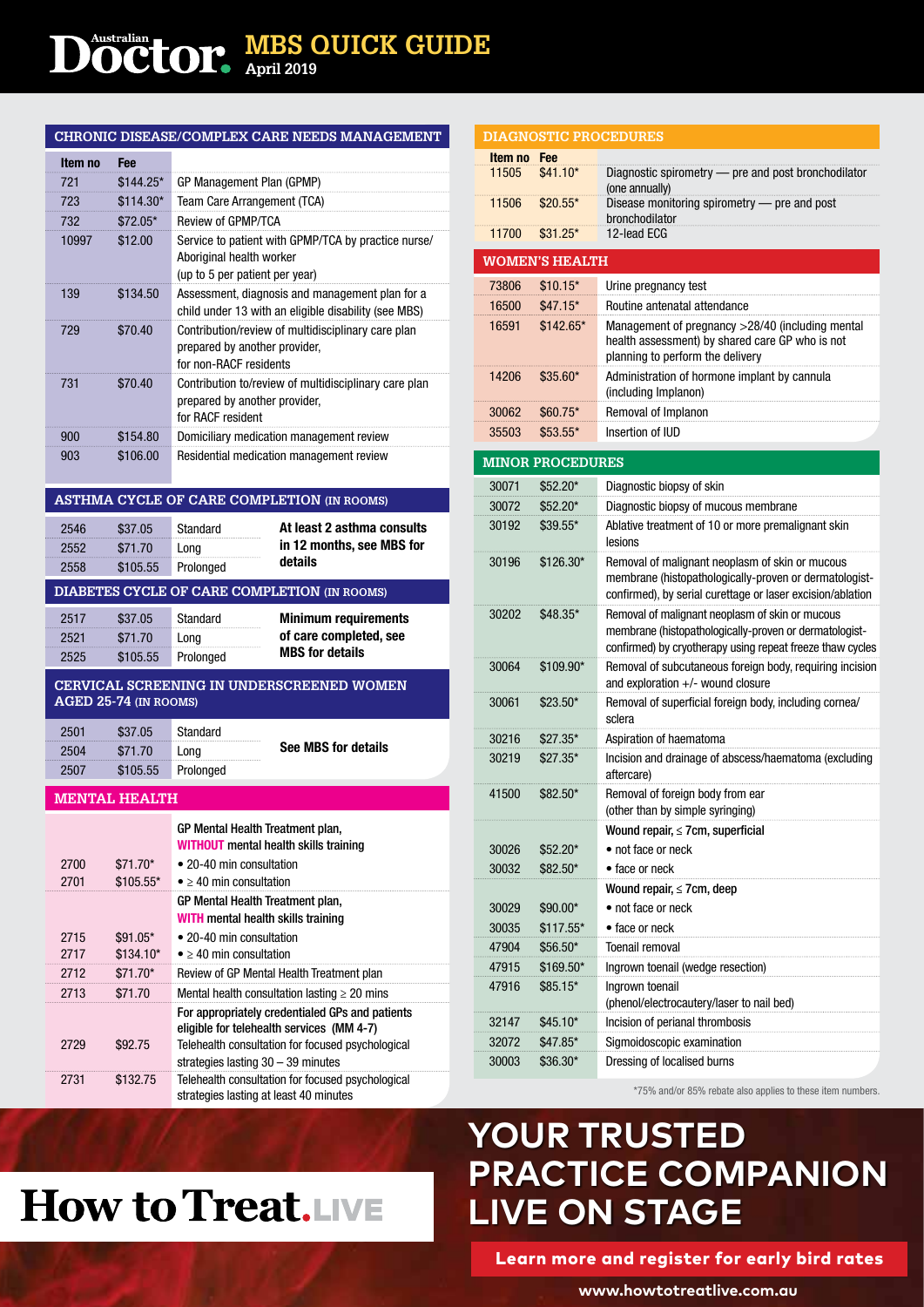# Australian Doctor MBS QUICK GUIDE April 2019

## CHRONIC DISEASE/COMPLEX CARE NEEDS MANAGEMENT

| Item no | Fee | |
|---|---|---|
| 721 | $144.25* | GP Management Plan (GPMP) |
| 723 | $114.30* | Team Care Arrangement (TCA) |
| 732 | $72.05* | Review of GPMP/TCA |
| 10997 | $12.00 | Service to patient with GPMP/TCA by practice nurse/ Aboriginal health worker (up to 5 per patient per year) |
| 139 | $134.50 | Assessment, diagnosis and management plan for a child under 13 with an eligible disability (see MBS) |
| 729 | $70.40 | Contribution/review of multidisciplinary care plan prepared by another provider, for non-RACF residents |
| 731 | $70.40 | Contribution to/review of multidisciplinary care plan prepared by another provider, for RACF resident |
| 900 | $154.80 | Domiciliary medication management review |
| 903 | $106.00 | Residential medication management review |

## ASTHMA CYCLE OF CARE COMPLETION (IN ROOMS)

| | | | |
|---|---|---|---|
| 2546 | $37.05 | Standard | **At least 2 asthma consults in 12 months, see MBS for details** |
| 2552 | $71.70 | Long | |
| 2558 | $105.55 | Prolonged | |

## DIABETES CYCLE OF CARE COMPLETION (IN ROOMS)

| | | | |
|---|---|---|---|
| 2517 | $37.05 | Standard | **Minimum requirements of care completed, see MBS for details** |
| 2521 | $71.70 | Long | |
| 2525 | $105.55 | Prolonged | |

## CERVICAL SCREENING IN UNDERSCREENED WOMEN AGED 25-74 (IN ROOMS)

| | | | |
|---|---|---|---|
| 2501 | $37.05 | Standard | **See MBS for details** |
| 2504 | $71.70 | Long | |
| 2507 | $105.55 | Prolonged | |

## MENTAL HEALTH

| | | |
|---|---|---|
| | | **GP Mental Health Treatment plan, WITHOUT mental health skills training** |
| 2700 | $71.70* | • 20-40 min consultation |
| 2701 | $105.55* | • ≥ 40 min consultation |
| | | **GP Mental Health Treatment plan, WITH mental health skills training** |
| 2715 | $91.05* | • 20-40 min consultation |
| 2717 | $134.10* | • ≥ 40 min consultation |
| 2712 | $71.70* | Review of GP Mental Health Treatment plan |
| 2713 | $71.70 | Mental health consultation lasting ≥ 20 mins |
| 2729 | $92.75 | **For appropriately credentialed GPs and patients eligible for telehealth services (MM 4-7)** Telehealth consultation for focused psychological strategies lasting 30 – 39 minutes |
| 2731 | $132.75 | Telehealth consultation for focused psychological strategies lasting at least 40 minutes |

## DIAGNOSTIC PROCEDURES

| Item no | Fee | |
|---|---|---|
| 11505 | $41.10* | Diagnostic spirometry — pre and post bronchodilator (one annually) |
| 11506 | $20.55* | Disease monitoring spirometry — pre and post bronchodilator |
| 11700 | $31.25* | 12-lead ECG |

## WOMEN'S HEALTH

| | | |
|---|---|---|
| 73806 | $10.15* | Urine pregnancy test |
| 16500 | $47.15* | Routine antenatal attendance |
| 16591 | $142.65* | Management of pregnancy >28/40 (including mental health assessment) by shared care GP who is not planning to perform the delivery |
| 14206 | $35.60* | Administration of hormone implant by cannula (including Implanon) |
| 30062 | $60.75* | Removal of Implanon |
| 35503 | $53.55* | Insertion of IUD |

## MINOR PROCEDURES

| | | |
|---|---|---|
| 30071 | $52.20* | Diagnostic biopsy of skin |
| 30072 | $52.20* | Diagnostic biopsy of mucous membrane |
| 30192 | $39.55* | Ablative treatment of 10 or more premalignant skin lesions |
| 30196 | $126.30* | Removal of malignant neoplasm of skin or mucous membrane (histopathologically-proven or dermatologist-confirmed), by serial curettage or laser excision/ablation |
| 30202 | $48.35* | Removal of malignant neoplasm of skin or mucous membrane (histopathologically-proven or dermatologist-confirmed) by cryotherapy using repeat freeze thaw cycles |
| 30064 | $109.90* | Removal of subcutaneous foreign body, requiring incision and exploration +/- wound closure |
| 30061 | $23.50* | Removal of superficial foreign body, including cornea/ sclera |
| 30216 | $27.35* | Aspiration of haematoma |
| 30219 | $27.35* | Incision and drainage of abscess/haematoma (excluding aftercare) |
| 41500 | $82.50* | Removal of foreign body from ear (other than by simple syringing) |
| | | **Wound repair, ≤ 7cm, superficial** |
| 30026 | $52.20* | • not face or neck |
| 30032 | $82.50* | • face or neck |
| | | **Wound repair, ≤ 7cm, deep** |
| 30029 | $90.00* | • not face or neck |
| 30035 | $117.55* | • face or neck |
| 47904 | $56.50* | Toenail removal |
| 47915 | $169.50* | Ingrown toenail (wedge resection) |
| 47916 | $85.15* | Ingrown toenail (phenol/electrocautery/laser to nail bed) |
| 32147 | $45.10* | Incision of perianal thrombosis |
| 32072 | $47.85* | Sigmoidoscopic examination |
| 30003 | $36.30* | Dressing of localised burns |

*75% and/or 85% rebate also applies to these item numbers.

**How to Treat.LIVE**

**YOUR TRUSTED PRACTICE COMPANION LIVE ON STAGE**

**Learn more and register for early bird rates**

www.howtotreatlive.com.au